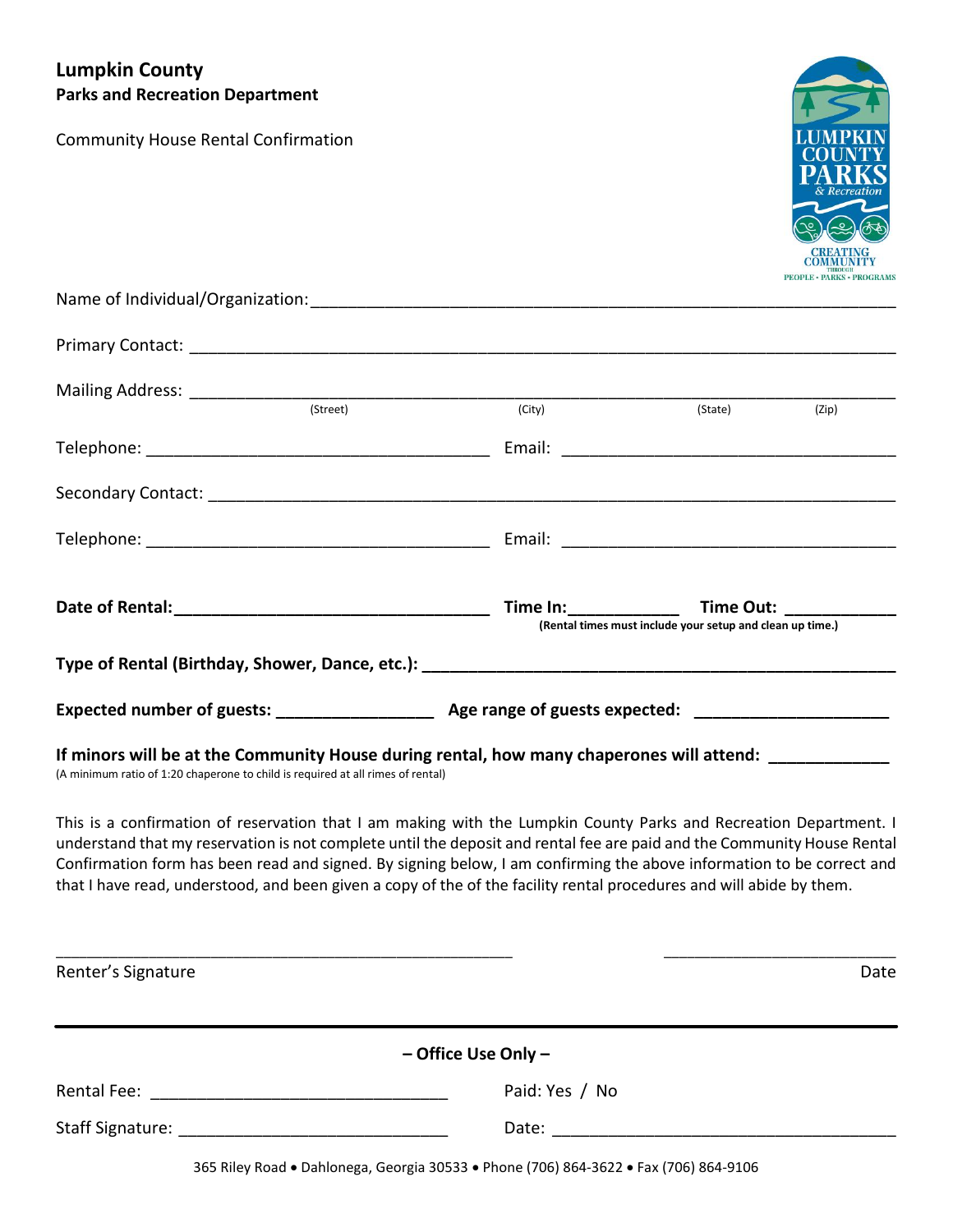# Lumpkin County

**Parks and Recreation Department**

Community House Rental Confirmation

Name of Individual/Organization: ____________________________________________________________

Primary Contact: ____________________________________________________________

Mailing Address: ____________________________________________________________
(Street) (City) (State) (Zip)

Telephone: ______________________________ Email: ______________________________

Secondary Contact: ____________________________________________________________

Telephone: ______________________________ Email: ______________________________

**Date of Rental:______________________________ Time In:___________ Time Out: ___________**
**(Rental times must include your setup and clean up time.)**

**Type of Rental (Birthday, Shower, Dance, etc.): ________________________________________________**

**Expected number of guests: ________________ Age range of guests expected: ____________________**

**If minors will be at the Community House during rental, how many chaperones will attend: ____________**
(A minimum ratio of 1:20 chaperone to child is required at all rimes of rental)

This is a confirmation of reservation that I am making with the Lumpkin County Parks and Recreation Department. I understand that my reservation is not complete until the deposit and rental fee are paid and the Community House Rental Confirmation form has been read and signed. By signing below, I am confirming the above information to be correct and that I have read, understood, and been given a copy of the of the facility rental procedures and will abide by them.

__________________________________________________ ________________________

Renter's Signature Date

**– Office Use Only –**

Rental Fee: ______________________________ Paid: Yes / No

Staff Signature: ___________________________ Date: ______________________________

365 Riley Road • Dahlonega, Georgia 30533 • Phone (706) 864-3622 • Fax (706) 864-9106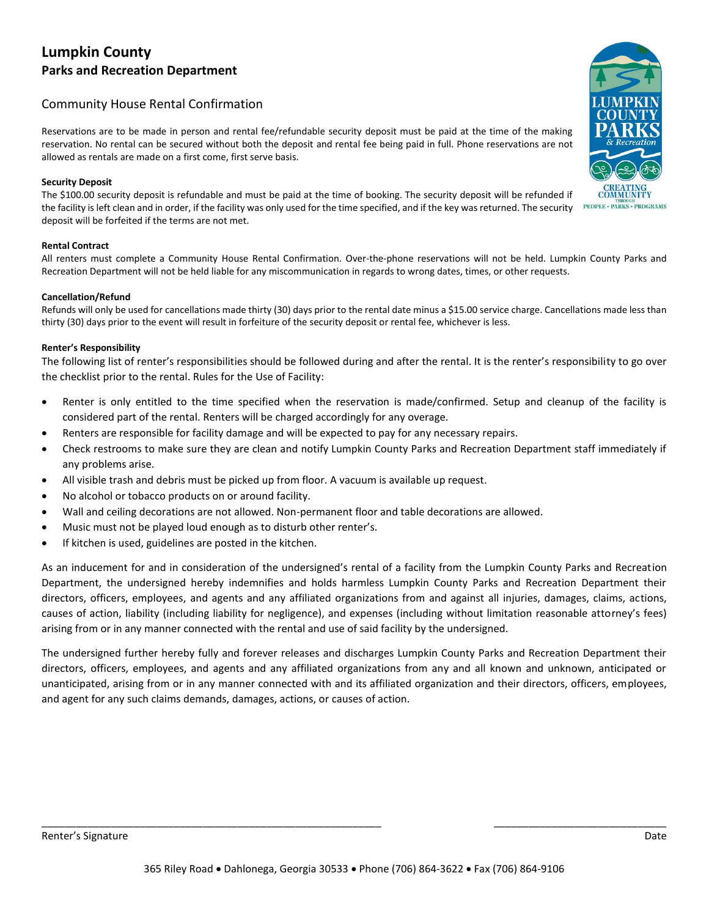# Lumpkin County

## Parks and Recreation Department

### Community House Rental Confirmation

Reservations are to be made in person and rental fee/refundable security deposit must be paid at the time of the making reservation. No rental can be secured without both the deposit and rental fee being paid in full. Phone reservations are not allowed as rentals are made on a first come, first serve basis.

**Security Deposit**

The $100.00 security deposit is refundable and must be paid at the time of booking. The security deposit will be refunded if the facility is left clean and in order, if the facility was only used for the time specified, and if the key was returned. The security deposit will be forfeited if the terms are not met.

**Rental Contract**

All renters must complete a Community House Rental Confirmation. Over-the-phone reservations will not be held. Lumpkin County Parks and Recreation Department will not be held liable for any miscommunication in regards to wrong dates, times, or other requests.

**Cancellation/Refund**

Refunds will only be used for cancellations made thirty (30) days prior to the rental date minus a $15.00 service charge. Cancellations made less than thirty (30) days prior to the event will result in forfeiture of the security deposit or rental fee, whichever is less.

**Renter's Responsibility**

The following list of renter's responsibilities should be followed during and after the rental. It is the renter's responsibility to go over the checklist prior to the rental. Rules for the Use of Facility:

- Renter is only entitled to the time specified when the reservation is made/confirmed. Setup and cleanup of the facility is considered part of the rental. Renters will be charged accordingly for any overage.
- Renters are responsible for facility damage and will be expected to pay for any necessary repairs.
- Check restrooms to make sure they are clean and notify Lumpkin County Parks and Recreation Department staff immediately if any problems arise.
- All visible trash and debris must be picked up from floor. A vacuum is available up request.
- No alcohol or tobacco products on or around facility.
- Wall and ceiling decorations are not allowed. Non-permanent floor and table decorations are allowed.
- Music must not be played loud enough as to disturb other renter's.
- If kitchen is used, guidelines are posted in the kitchen.

As an inducement for and in consideration of the undersigned's rental of a facility from the Lumpkin County Parks and Recreation Department, the undersigned hereby indemnifies and holds harmless Lumpkin County Parks and Recreation Department their directors, officers, employees, and agents and any affiliated organizations from and against all injuries, damages, claims, actions, causes of action, liability (including liability for negligence), and expenses (including without limitation reasonable attorney's fees) arising from or in any manner connected with the rental and use of said facility by the undersigned.

The undersigned further hereby fully and forever releases and discharges Lumpkin County Parks and Recreation Department their directors, officers, employees, and agents and any affiliated organizations from any and all known and unknown, anticipated or unanticipated, arising from or in any manner connected with and its affiliated organization and their directors, officers, employees, and agent for any such claims demands, damages, actions, or causes of action.

\_\_\_\_\_\_\_\_\_\_\_\_\_\_\_\_\_\_\_\_\_\_\_\_\_\_\_\_\_\_\_\_\_\_\_\_\_\_\_\_\_\_\_\_\_\_\_\_\_\_\_\_ \_\_\_\_\_\_\_\_\_\_\_\_\_\_\_\_\_\_\_\_\_\_\_\_\_\_\_\_\_\_

Renter's Signature Date

365 Riley Road • Dahlonega, Georgia 30533 • Phone (706) 864-3622 • Fax (706) 864-9106